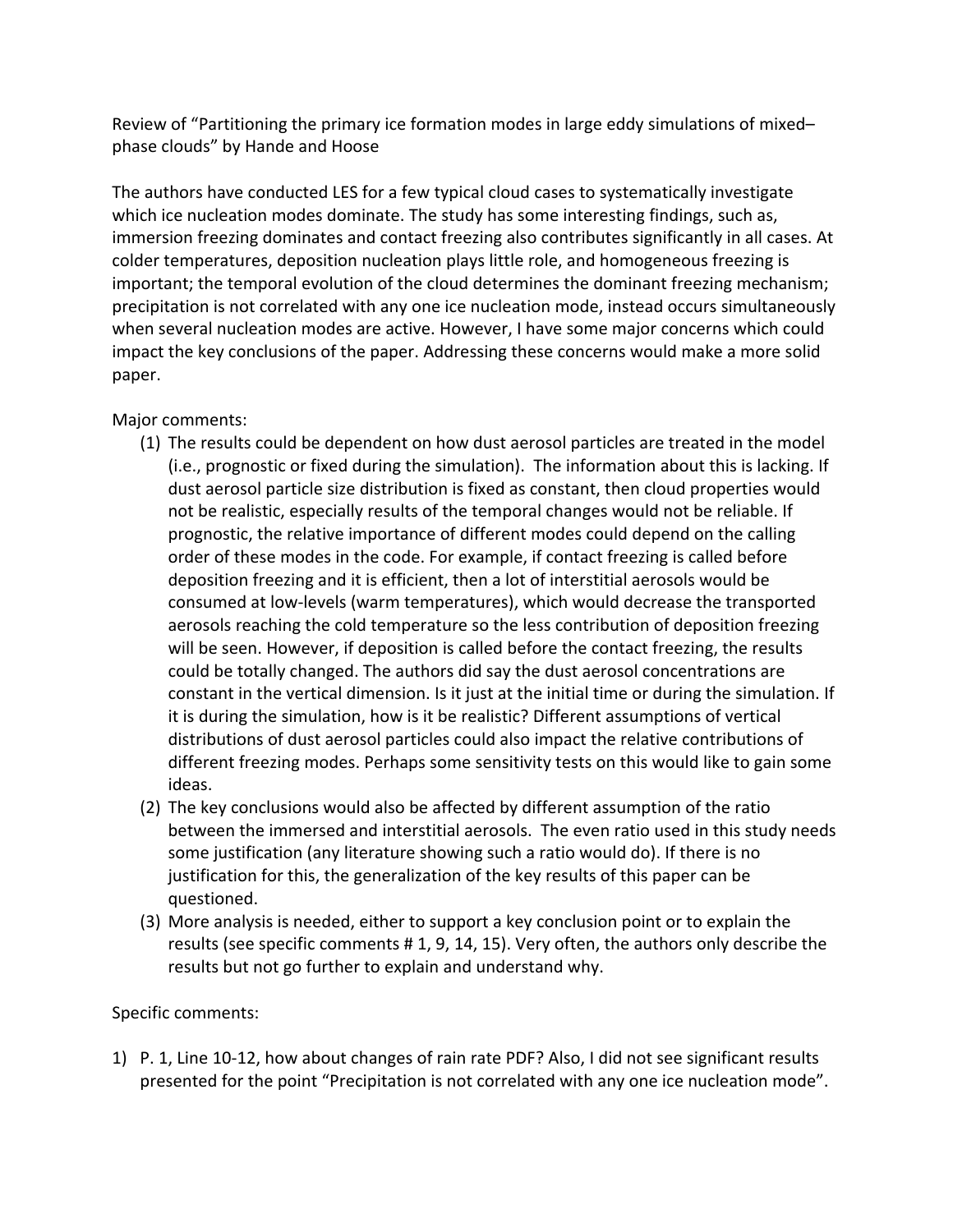Review of "Partitioning the primary ice formation modes in large eddy simulations of mixed–phase clouds" by Hande and Hoose

The authors have conducted LES for a few typical cloud cases to systematically investigate which ice nucleation modes dominate. The study has some interesting findings, such as, immersion freezing dominates and contact freezing also contributes significantly in all cases. At colder temperatures, deposition nucleation plays little role, and homogeneous freezing is important; the temporal evolution of the cloud determines the dominant freezing mechanism; precipitation is not correlated with any one ice nucleation mode, instead occurs simultaneously when several nucleation modes are active. However, I have some major concerns which could impact the key conclusions of the paper. Addressing these concerns would make a more solid paper.

Major comments:

(1) The results could be dependent on how dust aerosol particles are treated in the model (i.e., prognostic or fixed during the simulation). The information about this is lacking. If dust aerosol particle size distribution is fixed as constant, then cloud properties would not be realistic, especially results of the temporal changes would not be reliable. If prognostic, the relative importance of different modes could depend on the calling order of these modes in the code. For example, if contact freezing is called before deposition freezing and it is efficient, then a lot of interstitial aerosols would be consumed at low-levels (warm temperatures), which would decrease the transported aerosols reaching the cold temperature so the less contribution of deposition freezing will be seen. However, if deposition is called before the contact freezing, the results could be totally changed. The authors did say the dust aerosol concentrations are constant in the vertical dimension. Is it just at the initial time or during the simulation. If it is during the simulation, how is it be realistic? Different assumptions of vertical distributions of dust aerosol particles could also impact the relative contributions of different freezing modes. Perhaps some sensitivity tests on this would like to gain some ideas.

(2) The key conclusions would also be affected by different assumption of the ratio between the immersed and interstitial aerosols. The even ratio used in this study needs some justification (any literature showing such a ratio would do). If there is no justification for this, the generalization of the key results of this paper can be questioned.

(3) More analysis is needed, either to support a key conclusion point or to explain the results (see specific comments # 1, 9, 14, 15). Very often, the authors only describe the results but not go further to explain and understand why.

Specific comments:

1) P. 1, Line 10-12, how about changes of rain rate PDF? Also, I did not see significant results presented for the point "Precipitation is not correlated with any one ice nucleation mode".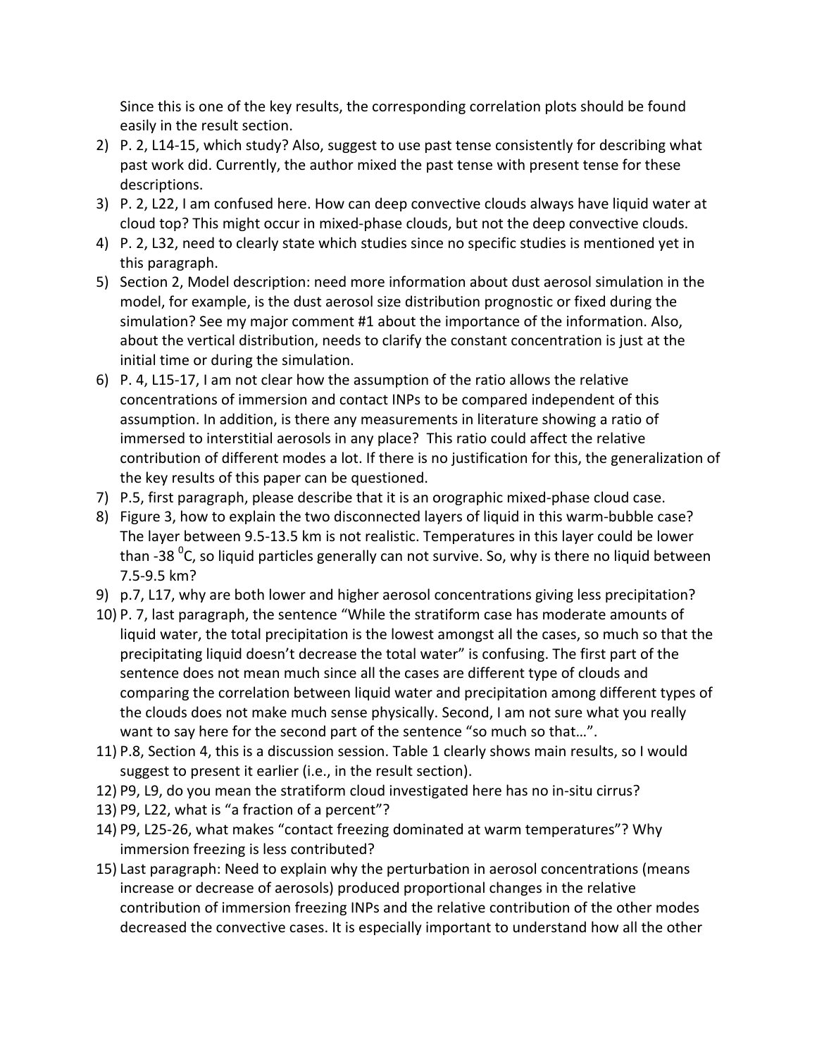Since this is one of the key results, the corresponding correlation plots should be found easily in the result section.

2) P. 2, L14-15, which study? Also, suggest to use past tense consistently for describing what past work did. Currently, the author mixed the past tense with present tense for these descriptions.
3) P. 2, L22, I am confused here. How can deep convective clouds always have liquid water at cloud top? This might occur in mixed-phase clouds, but not the deep convective clouds.
4) P. 2, L32, need to clearly state which studies since no specific studies is mentioned yet in this paragraph.
5) Section 2, Model description: need more information about dust aerosol simulation in the model, for example, is the dust aerosol size distribution prognostic or fixed during the simulation? See my major comment #1 about the importance of the information. Also, about the vertical distribution, needs to clarify the constant concentration is just at the initial time or during the simulation.
6) P. 4, L15-17, I am not clear how the assumption of the ratio allows the relative concentrations of immersion and contact INPs to be compared independent of this assumption. In addition, is there any measurements in literature showing a ratio of immersed to interstitial aerosols in any place? This ratio could affect the relative contribution of different modes a lot. If there is no justification for this, the generalization of the key results of this paper can be questioned.
7) P.5, first paragraph, please describe that it is an orographic mixed-phase cloud case.
8) Figure 3, how to explain the two disconnected layers of liquid in this warm-bubble case? The layer between 9.5-13.5 km is not realistic. Temperatures in this layer could be lower than -38 $^0$C, so liquid particles generally can not survive. So, why is there no liquid between 7.5-9.5 km?
9) p.7, L17, why are both lower and higher aerosol concentrations giving less precipitation?
10) P. 7, last paragraph, the sentence "While the stratiform case has moderate amounts of liquid water, the total precipitation is the lowest amongst all the cases, so much so that the precipitating liquid doesn't decrease the total water" is confusing. The first part of the sentence does not mean much since all the cases are different type of clouds and comparing the correlation between liquid water and precipitation among different types of the clouds does not make much sense physically. Second, I am not sure what you really want to say here for the second part of the sentence "so much so that…".
11) P.8, Section 4, this is a discussion session. Table 1 clearly shows main results, so I would suggest to present it earlier (i.e., in the result section).
12) P9, L9, do you mean the stratiform cloud investigated here has no in-situ cirrus?
13) P9, L22, what is "a fraction of a percent"?
14) P9, L25-26, what makes "contact freezing dominated at warm temperatures"? Why immersion freezing is less contributed?
15) Last paragraph: Need to explain why the perturbation in aerosol concentrations (means increase or decrease of aerosols) produced proportional changes in the relative contribution of immersion freezing INPs and the relative contribution of the other modes decreased the convective cases. It is especially important to understand how all the other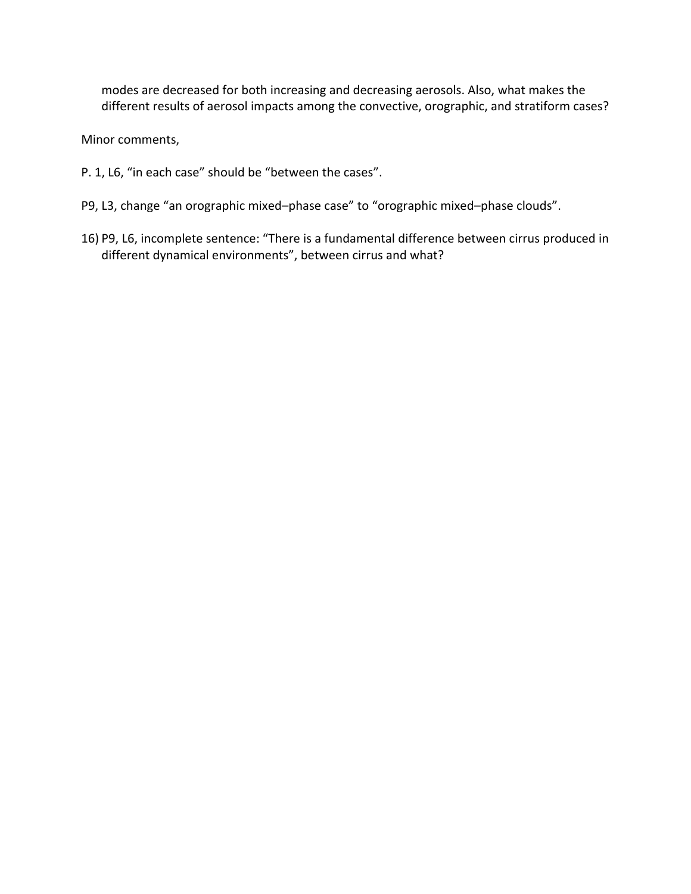modes are decreased for both increasing and decreasing aerosols. Also, what makes the different results of aerosol impacts among the convective, orographic, and stratiform cases?

Minor comments,

P. 1, L6, "in each case" should be "between the cases".

P9, L3, change "an orographic mixed–phase case" to "orographic mixed–phase clouds".

16) P9, L6, incomplete sentence: "There is a fundamental difference between cirrus produced in different dynamical environments", between cirrus and what?